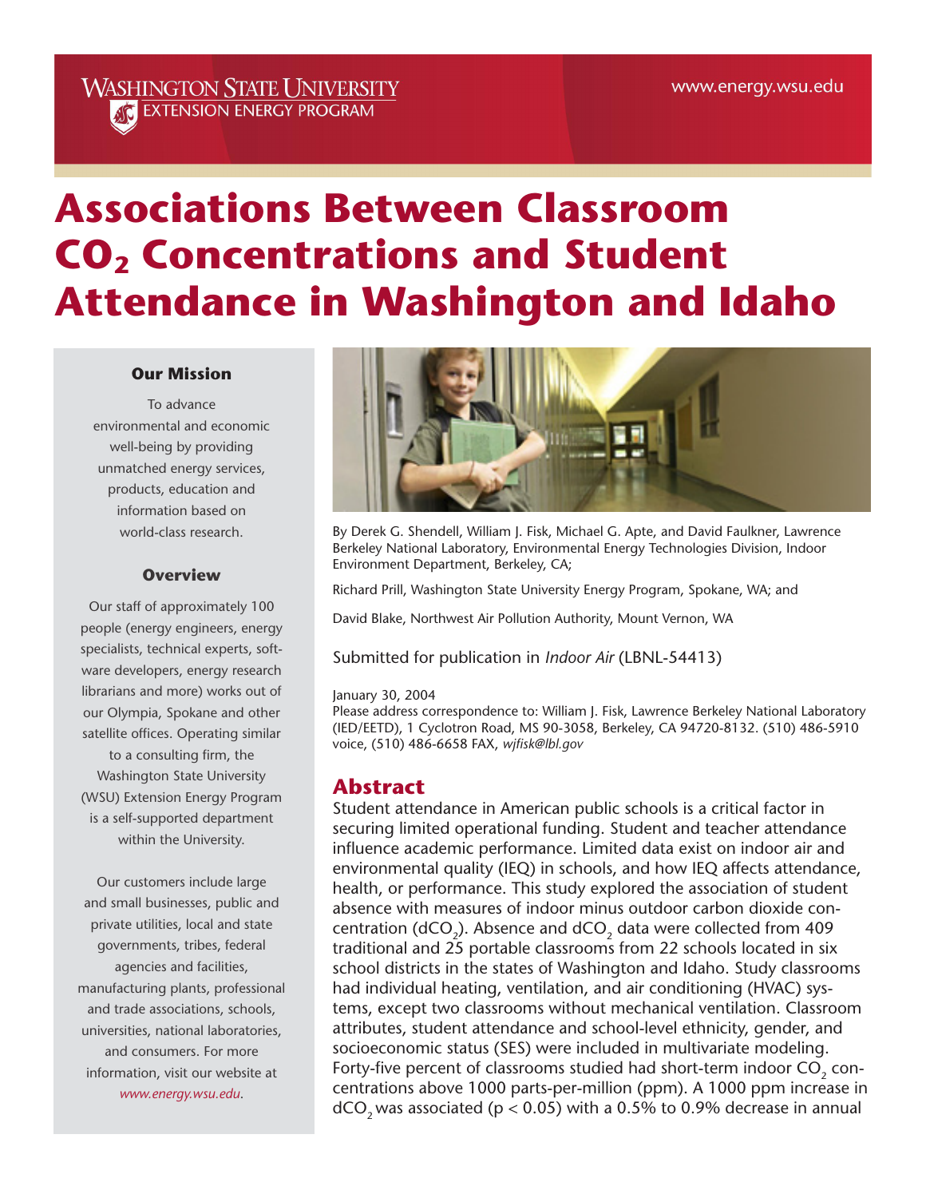WASHINGTON STATE UNIVERSITY
EXTENSION ENERGY PROGRAM

www.energy.wsu.edu

# Associations Between Classroom $CO_2$ Concentrations and Student Attendance in Washington and Idaho

### Our Mission

To advance environmental and economic well-being by providing unmatched energy services, products, education and information based on world-class research.

### Overview

Our staff of approximately 100 people (energy engineers, energy specialists, technical experts, software developers, energy research librarians and more) works out of our Olympia, Spokane and other satellite offices. Operating similar to a consulting firm, the Washington State University (WSU) Extension Energy Program is a self-supported department within the University.

Our customers include large and small businesses, public and private utilities, local and state governments, tribes, federal agencies and facilities, manufacturing plants, professional and trade associations, schools, universities, national laboratories, and consumers. For more information, visit our website at *www.energy.wsu.edu*.

By Derek G. Shendell, William J. Fisk, Michael G. Apte, and David Faulkner, Lawrence Berkeley National Laboratory, Environmental Energy Technologies Division, Indoor Environment Department, Berkeley, CA;

Richard Prill, Washington State University Energy Program, Spokane, WA; and

David Blake, Northwest Air Pollution Authority, Mount Vernon, WA

Submitted for publication in *Indoor Air* (LBNL-54413)

January 30, 2004
Please address correspondence to: William J. Fisk, Lawrence Berkeley National Laboratory (IED/EETD), 1 Cyclotron Road, MS 90-3058, Berkeley, CA 94720-8132. (510) 486-5910 voice, (510) 486-6658 FAX, *wjfisk@lbl.gov*

## Abstract

Student attendance in American public schools is a critical factor in securing limited operational funding. Student and teacher attendance influence academic performance. Limited data exist on indoor air and environmental quality (IEQ) in schools, and how IEQ affects attendance, health, or performance. This study explored the association of student absence with measures of indoor minus outdoor carbon dioxide concentration ($dCO_2$). Absence and $dCO_2$ data were collected from 409 traditional and 25 portable classrooms from 22 schools located in six school districts in the states of Washington and Idaho. Study classrooms had individual heating, ventilation, and air conditioning (HVAC) systems, except two classrooms without mechanical ventilation. Classroom attributes, student attendance and school-level ethnicity, gender, and socioeconomic status (SES) were included in multivariate modeling. Forty-five percent of classrooms studied had short-term indoor $CO_2$ concentrations above 1000 parts-per-million (ppm). A 1000 ppm increase in $dCO_2$ was associated ($p < 0.05$) with a 0.5% to 0.9% decrease in annual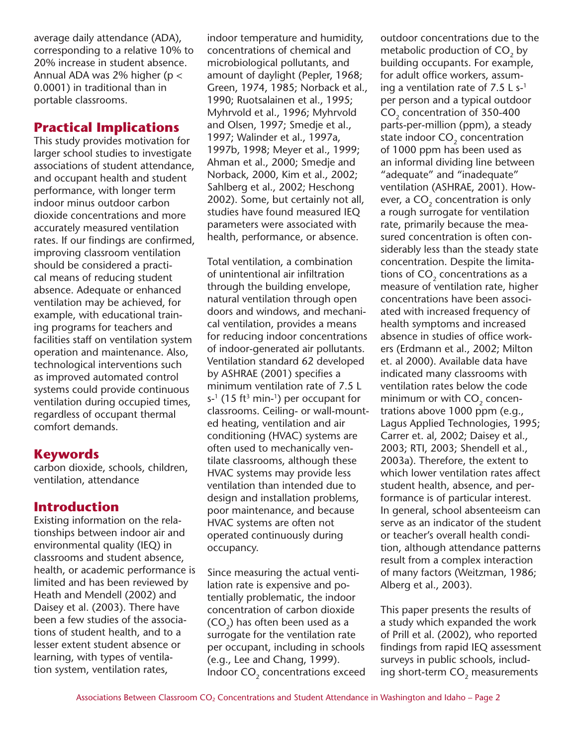average daily attendance (ADA), corresponding to a relative 10% to 20% increase in student absence. Annual ADA was 2% higher ($p < 0.0001$) in traditional than in portable classrooms.

## Practical Implications

This study provides motivation for larger school studies to investigate associations of student attendance, and occupant health and student performance, with longer term indoor minus outdoor carbon dioxide concentrations and more accurately measured ventilation rates. If our findings are confirmed, improving classroom ventilation should be considered a practical means of reducing student absence. Adequate or enhanced ventilation may be achieved, for example, with educational training programs for teachers and facilities staff on ventilation system operation and maintenance. Also, technological interventions such as improved automated control systems could provide continuous ventilation during occupied times, regardless of occupant thermal comfort demands.

## Keywords

carbon dioxide, schools, children, ventilation, attendance

## Introduction

Existing information on the relationships between indoor air and environmental quality (IEQ) in classrooms and student absence, health, or academic performance is limited and has been reviewed by Heath and Mendell (2002) and Daisey et al. (2003). There have been a few studies of the associations of student health, and to a lesser extent student absence or learning, with types of ventilation system, ventilation rates, indoor temperature and humidity, concentrations of chemical and microbiological pollutants, and amount of daylight (Pepler, 1968; Green, 1974, 1985; Norback et al., 1990; Ruotsalainen et al., 1995; Myhrvold et al., 1996; Myhrvold and Olsen, 1997; Smedje et al., 1997; Walinder et al., 1997a, 1997b, 1998; Meyer et al., 1999; Ahman et al., 2000; Smedje and Norback, 2000, Kim et al., 2002; Sahlberg et al., 2002; Heschong 2002). Some, but certainly not all, studies have found measured IEQ parameters were associated with health, performance, or absence.

Total ventilation, a combination of unintentional air infiltration through the building envelope, natural ventilation through open doors and windows, and mechanical ventilation, provides a means for reducing indoor concentrations of indoor-generated air pollutants. Ventilation standard 62 developed by ASHRAE (2001) specifies a minimum ventilation rate of 7.5 L $s^{-1}$ (15 $ft^3$ $min^{-1}$) per occupant for classrooms. Ceiling- or wall-mounted heating, ventilation and air conditioning (HVAC) systems are often used to mechanically ventilate classrooms, although these HVAC systems may provide less ventilation than intended due to design and installation problems, poor maintenance, and because HVAC systems are often not operated continuously during occupancy.

Since measuring the actual ventilation rate is expensive and potentially problematic, the indoor concentration of carbon dioxide ($CO_2$) has often been used as a surrogate for the ventilation rate per occupant, including in schools (e.g., Lee and Chang, 1999). Indoor $CO_2$ concentrations exceed outdoor concentrations due to the metabolic production of $CO_2$ by building occupants. For example, for adult office workers, assuming a ventilation rate of 7.5 L $s^{-1}$ per person and a typical outdoor $CO_2$ concentration of 350-400 parts-per-million (ppm), a steady state indoor $CO_2$ concentration of 1000 ppm has been used as an informal dividing line between "adequate" and "inadequate" ventilation (ASHRAE, 2001). However, a $CO_2$ concentration is only a rough surrogate for ventilation rate, primarily because the measured concentration is often considerably less than the steady state concentration. Despite the limitations of $CO_2$ concentrations as a measure of ventilation rate, higher concentrations have been associated with increased frequency of health symptoms and increased absence in studies of office workers (Erdmann et al., 2002; Milton et. al 2000). Available data have indicated many classrooms with ventilation rates below the code minimum or with $CO_2$ concentrations above 1000 ppm (e.g., Lagus Applied Technologies, 1995; Carrer et. al, 2002; Daisey et al., 2003; RTI, 2003; Shendell et al., 2003a). Therefore, the extent to which lower ventilation rates affect student health, absence, and performance is of particular interest. In general, school absenteeism can serve as an indicator of the student or teacher's overall health condition, although attendance patterns result from a complex interaction of many factors (Weitzman, 1986; Alberg et al., 2003).

This paper presents the results of a study which expanded the work of Prill et al. (2002), who reported findings from rapid IEQ assessment surveys in public schools, including short-term $CO_2$ measurements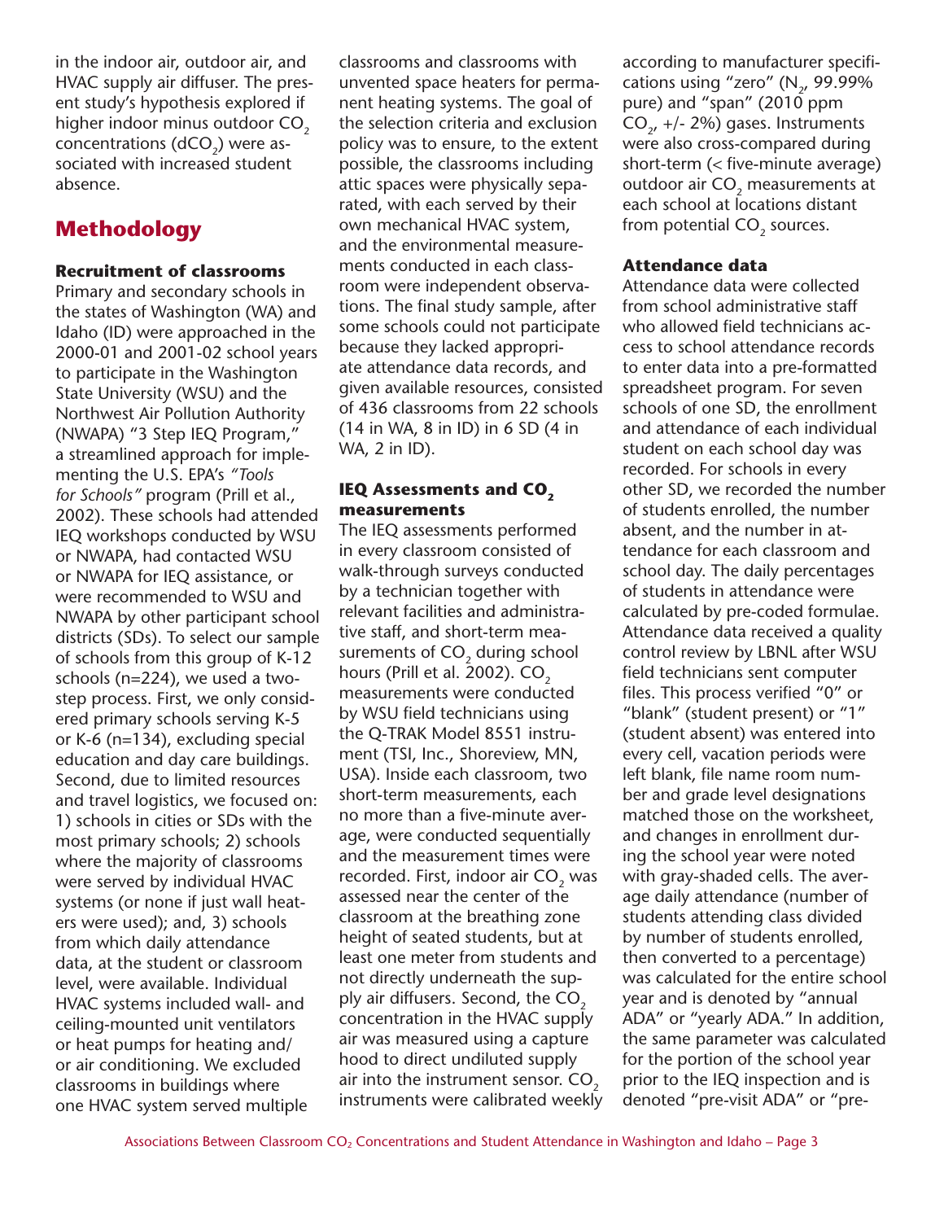in the indoor air, outdoor air, and HVAC supply air diffuser. The present study's hypothesis explored if higher indoor minus outdoor $CO_2$ concentrations ($dCO_2$) were associated with increased student absence.

## Methodology

### Recruitment of classrooms

Primary and secondary schools in the states of Washington (WA) and Idaho (ID) were approached in the 2000-01 and 2001-02 school years to participate in the Washington State University (WSU) and the Northwest Air Pollution Authority (NWAPA) "3 Step IEQ Program," a streamlined approach for implementing the U.S. EPA's *"Tools for Schools"* program (Prill et al., 2002). These schools had attended IEQ workshops conducted by WSU or NWAPA, had contacted WSU or NWAPA for IEQ assistance, or were recommended to WSU and NWAPA by other participant school districts (SDs). To select our sample of schools from this group of K-12 schools (n=224), we used a two-step process. First, we only considered primary schools serving K-5 or K-6 (n=134), excluding special education and day care buildings. Second, due to limited resources and travel logistics, we focused on: 1) schools in cities or SDs with the most primary schools; 2) schools where the majority of classrooms were served by individual HVAC systems (or none if just wall heaters were used); and, 3) schools from which daily attendance data, at the student or classroom level, were available. Individual HVAC systems included wall- and ceiling-mounted unit ventilators or heat pumps for heating and/or air conditioning. We excluded classrooms in buildings where one HVAC system served multiple classrooms and classrooms with unvented space heaters for permanent heating systems. The goal of the selection criteria and exclusion policy was to ensure, to the extent possible, the classrooms including attic spaces were physically separated, with each served by their own mechanical HVAC system, and the environmental measurements conducted in each classroom were independent observations. The final study sample, after some schools could not participate because they lacked appropriate attendance data records, and given available resources, consisted of 436 classrooms from 22 schools (14 in WA, 8 in ID) in 6 SD (4 in WA, 2 in ID).

### IEQ Assessments and $CO_2$ measurements

The IEQ assessments performed in every classroom consisted of walk-through surveys conducted by a technician together with relevant facilities and administrative staff, and short-term measurements of $CO_2$ during school hours (Prill et al. 2002). $CO_2$ measurements were conducted by WSU field technicians using the Q-TRAK Model 8551 instrument (TSI, Inc., Shoreview, MN, USA). Inside each classroom, two short-term measurements, each no more than a five-minute average, were conducted sequentially and the measurement times were recorded. First, indoor air $CO_2$ was assessed near the center of the classroom at the breathing zone height of seated students, but at least one meter from students and not directly underneath the supply air diffusers. Second, the $CO_2$ concentration in the HVAC supply air was measured using a capture hood to direct undiluted supply air into the instrument sensor. $CO_2$ instruments were calibrated weekly according to manufacturer specifications using "zero" ($N_2$, 99.99% pure) and "span" (2010 ppm $CO_2$, +/- 2%) gases. Instruments were also cross-compared during short-term (< five-minute average) outdoor air $CO_2$ measurements at each school at locations distant from potential $CO_2$ sources.

### Attendance data

Attendance data were collected from school administrative staff who allowed field technicians access to school attendance records to enter data into a pre-formatted spreadsheet program. For seven schools of one SD, the enrollment and attendance of each individual student on each school day was recorded. For schools in every other SD, we recorded the number of students enrolled, the number absent, and the number in attendance for each classroom and school day. The daily percentages of students in attendance were calculated by pre-coded formulae. Attendance data received a quality control review by LBNL after WSU field technicians sent computer files. This process verified "0" or "blank" (student present) or "1" (student absent) was entered into every cell, vacation periods were left blank, file name room number and grade level designations matched those on the worksheet, and changes in enrollment during the school year were noted with gray-shaded cells. The average daily attendance (number of students attending class divided by number of students enrolled, then converted to a percentage) was calculated for the entire school year and is denoted by "annual ADA" or "yearly ADA." In addition, the same parameter was calculated for the portion of the school year prior to the IEQ inspection and is denoted "pre-visit ADA" or "pre-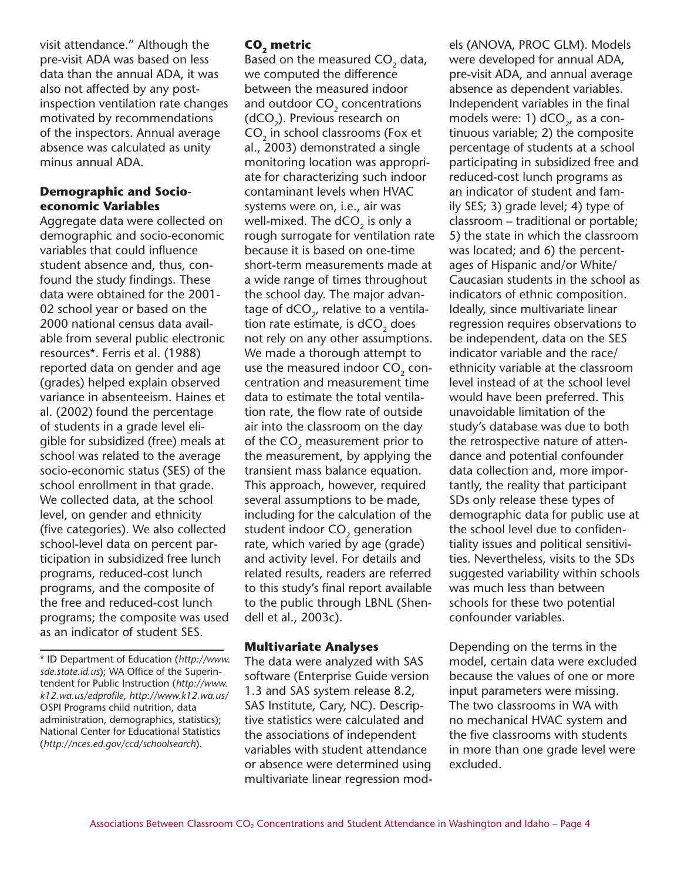visit attendance." Although the pre-visit ADA was based on less data than the annual ADA, it was also not affected by any post-inspection ventilation rate changes motivated by recommendations of the inspectors. Annual average absence was calculated as unity minus annual ADA.

### Demographic and Socio-economic Variables

Aggregate data were collected on demographic and socio-economic variables that could influence student absence and, thus, confound the study findings. These data were obtained for the 2001-02 school year or based on the 2000 national census data available from several public electronic resources*. Ferris et al. (1988) reported data on gender and age (grades) helped explain observed variance in absenteeism. Haines et al. (2002) found the percentage of students in a grade level eligible for subsidized (free) meals at school was related to the average socio-economic status (SES) of the school enrollment in that grade. We collected data, at the school level, on gender and ethnicity (five categories). We also collected school-level data on percent participation in subsidized free lunch programs, reduced-cost lunch programs, and the composite of the free and reduced-cost lunch programs; the composite was used as an indicator of student SES.

### $CO_2$ metric

Based on the measured $CO_2$ data, we computed the difference between the measured indoor and outdoor $CO_2$ concentrations ($dCO_2$). Previous research on $CO_2$ in school classrooms (Fox et al., 2003) demonstrated a single monitoring location was appropriate for characterizing such indoor contaminant levels when HVAC systems were on, i.e., air was well-mixed. The $dCO_2$ is only a rough surrogate for ventilation rate because it is based on one-time short-term measurements made at a wide range of times throughout the school day. The major advantage of $dCO_2$, relative to a ventilation rate estimate, is $dCO_2$ does not rely on any other assumptions. We made a thorough attempt to use the measured indoor $CO_2$ concentration and measurement time data to estimate the total ventilation rate, the flow rate of outside air into the classroom on the day of the $CO_2$ measurement prior to the measurement, by applying the transient mass balance equation. This approach, however, required several assumptions to be made, including for the calculation of the student indoor $CO_2$ generation rate, which varied by age (grade) and activity level. For details and related results, readers are referred to this study's final report available to the public through LBNL (Shendell et al., 2003c).

### Multivariate Analyses

The data were analyzed with SAS software (Enterprise Guide version 1.3 and SAS system release 8.2, SAS Institute, Cary, NC). Descriptive statistics were calculated and the associations of independent variables with student attendance or absence were determined using multivariate linear regression models (ANOVA, PROC GLM). Models were developed for annual ADA, pre-visit ADA, and annual average absence as dependent variables. Independent variables in the final models were: 1) $dCO_2$, as a continuous variable; 2) the composite percentage of students at a school participating in subsidized free and reduced-cost lunch programs as an indicator of student and family SES; 3) grade level; 4) type of classroom – traditional or portable; 5) the state in which the classroom was located; and 6) the percentages of Hispanic and/or White/Caucasian students in the school as indicators of ethnic composition. Ideally, since multivariate linear regression requires observations to be independent, data on the SES indicator variable and the race/ethnicity variable at the classroom level instead of at the school level would have been preferred. This unavoidable limitation of the study's database was due to both the retrospective nature of attendance and potential confounder data collection and, more importantly, the reality that participant SDs only release these types of demographic data for public use at the school level due to confidentiality issues and political sensitivities. Nevertheless, visits to the SDs suggested variability within schools was much less than between schools for these two potential confounder variables.

Depending on the terms in the model, certain data were excluded because the values of one or more input parameters were missing. The two classrooms in WA with no mechanical HVAC system and the five classrooms with students in more than one grade level were excluded.

---

* ID Department of Education (*http://www.sde.state.id.us*); WA Office of the Superintendent for Public Instruction (*http://www.k12.wa.us/edprofile*, *http://www.k12.wa.us/* OSPI Programs child nutrition, data administration, demographics, statistics); National Center for Educational Statistics (*http://nces.ed.gov/ccd/schoolsearch*).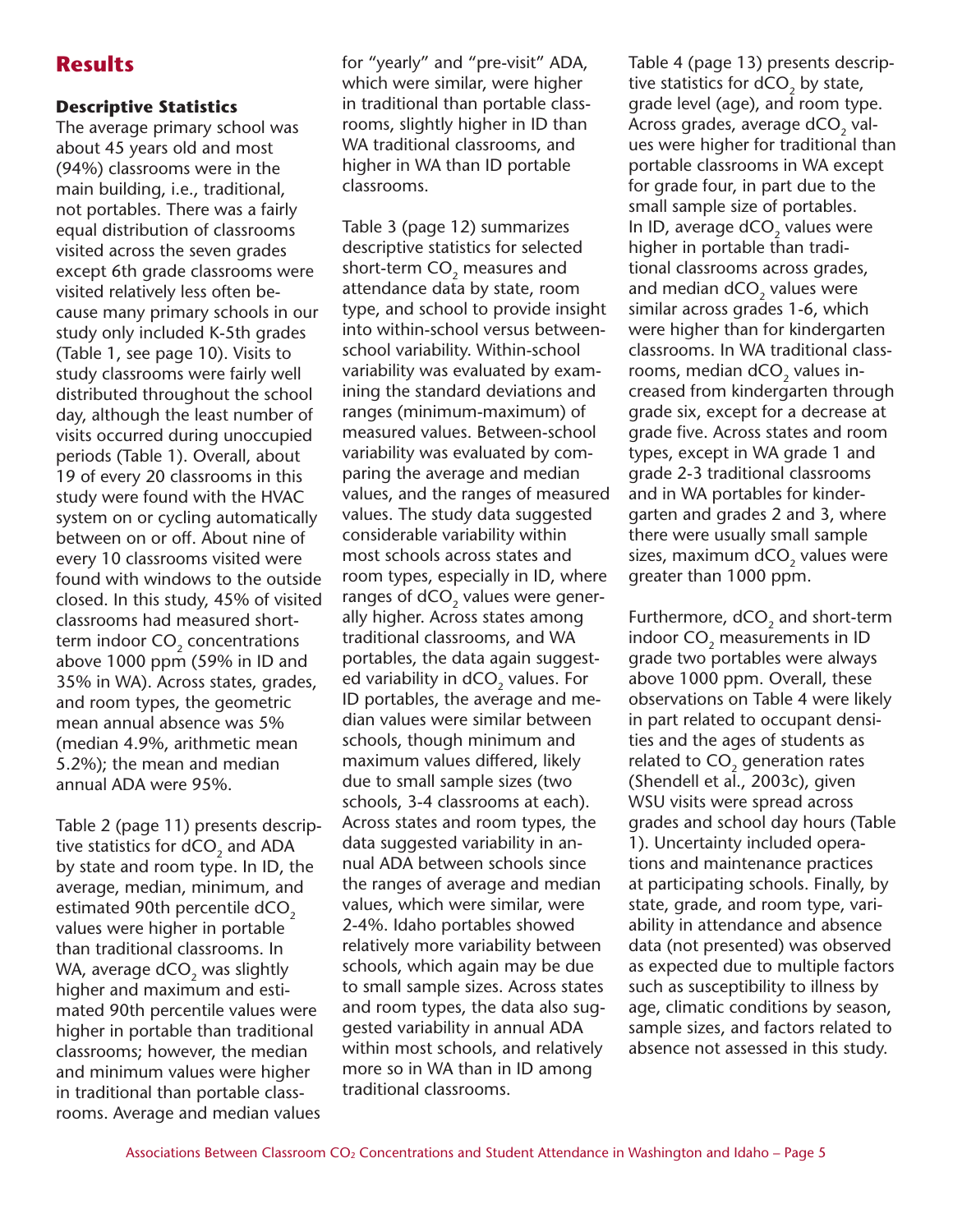## Results

### Descriptive Statistics

The average primary school was about 45 years old and most (94%) classrooms were in the main building, i.e., traditional, not portables. There was a fairly equal distribution of classrooms visited across the seven grades except 6th grade classrooms were visited relatively less often because many primary schools in our study only included K-5th grades (Table 1, see page 10). Visits to study classrooms were fairly well distributed throughout the school day, although the least number of visits occurred during unoccupied periods (Table 1). Overall, about 19 of every 20 classrooms in this study were found with the HVAC system on or cycling automatically between on or off. About nine of every 10 classrooms visited were found with windows to the outside closed. In this study, 45% of visited classrooms had measured short-term indoor $CO_2$ concentrations above 1000 ppm (59% in ID and 35% in WA). Across states, grades, and room types, the geometric mean annual absence was 5% (median 4.9%, arithmetic mean 5.2%); the mean and median annual ADA were 95%.

Table 2 (page 11) presents descriptive statistics for $dCO_2$ and ADA by state and room type. In ID, the average, median, minimum, and estimated 90th percentile $dCO_2$ values were higher in portable than traditional classrooms. In WA, average $dCO_2$ was slightly higher and maximum and estimated 90th percentile values were higher in portable than traditional classrooms; however, the median and minimum values were higher in traditional than portable classrooms. Average and median values for "yearly" and "pre-visit" ADA, which were similar, were higher in traditional than portable classrooms, slightly higher in ID than WA traditional classrooms, and higher in WA than ID portable classrooms.

Table 3 (page 12) summarizes descriptive statistics for selected short-term $CO_2$ measures and attendance data by state, room type, and school to provide insight into within-school versus between-school variability. Within-school variability was evaluated by examining the standard deviations and ranges (minimum-maximum) of measured values. Between-school variability was evaluated by comparing the average and median values, and the ranges of measured values. The study data suggested considerable variability within most schools across states and room types, especially in ID, where ranges of $dCO_2$ values were generally higher. Across states among traditional classrooms, and WA portables, the data again suggested variability in $dCO_2$ values. For ID portables, the average and median values were similar between schools, though minimum and maximum values differed, likely due to small sample sizes (two schools, 3-4 classrooms at each). Across states and room types, the data suggested variability in annual ADA between schools since the ranges of average and median values, which were similar, were 2-4%. Idaho portables showed relatively more variability between schools, which again may be due to small sample sizes. Across states and room types, the data also suggested variability in annual ADA within most schools, and relatively more so in WA than in ID among traditional classrooms.

Table 4 (page 13) presents descriptive statistics for $dCO_2$ by state, grade level (age), and room type. Across grades, average $dCO_2$ values were higher for traditional than portable classrooms in WA except for grade four, in part due to the small sample size of portables. In ID, average $dCO_2$ values were higher in portable than traditional classrooms across grades, and median $dCO_2$ values were similar across grades 1-6, which were higher than for kindergarten classrooms. In WA traditional classrooms, median $dCO_2$ values increased from kindergarten through grade six, except for a decrease at grade five. Across states and room types, except in WA grade 1 and grade 2-3 traditional classrooms and in WA portables for kindergarten and grades 2 and 3, where there were usually small sample sizes, maximum $dCO_2$ values were greater than 1000 ppm.

Furthermore, $dCO_2$ and short-term indoor $CO_2$ measurements in ID grade two portables were always above 1000 ppm. Overall, these observations on Table 4 were likely in part related to occupant densities and the ages of students as related to $CO_2$ generation rates (Shendell et al., 2003c), given WSU visits were spread across grades and school day hours (Table 1). Uncertainty included operations and maintenance practices at participating schools. Finally, by state, grade, and room type, variability in attendance and absence data (not presented) was observed as expected due to multiple factors such as susceptibility to illness by age, climatic conditions by season, sample sizes, and factors related to absence not assessed in this study.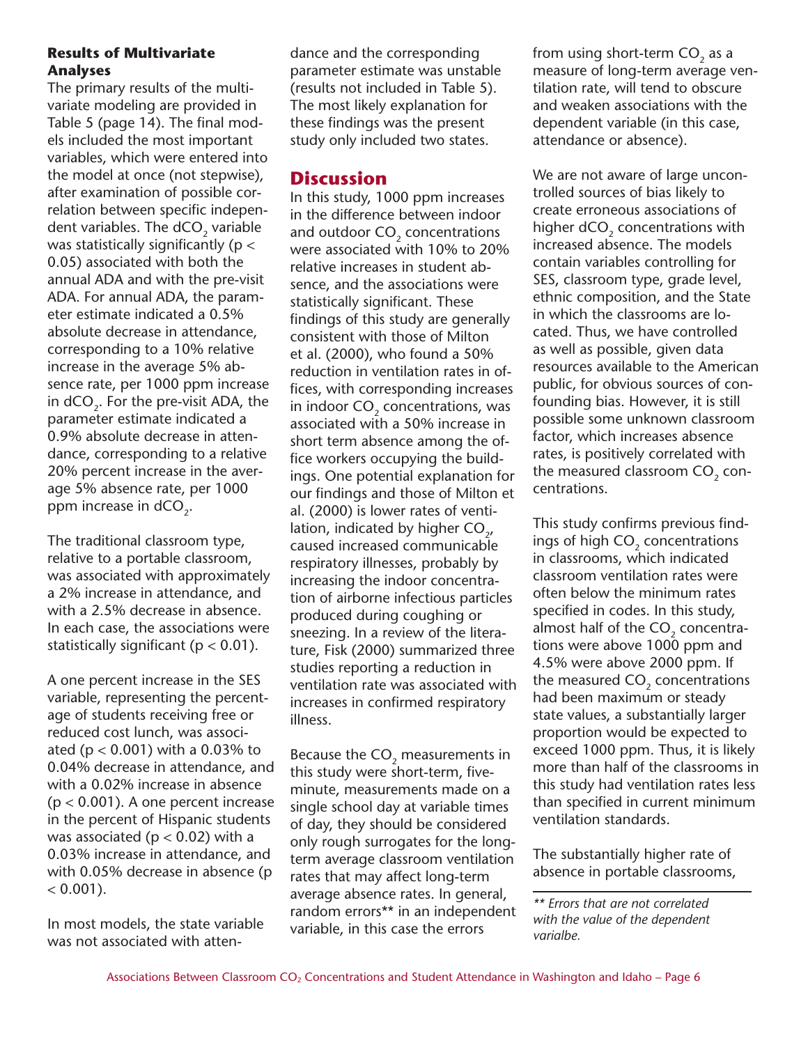### Results of Multivariate Analyses

The primary results of the multivariate modeling are provided in Table 5 (page 14). The final models included the most important variables, which were entered into the model at once (not stepwise), after examination of possible correlation between specific independent variables. The $dCO_2$ variable was statistically significantly ($p < 0.05$) associated with both the annual ADA and with the pre-visit ADA. For annual ADA, the parameter estimate indicated a 0.5% absolute decrease in attendance, corresponding to a 10% relative increase in the average 5% absence rate, per 1000 ppm increase in $dCO_2$. For the pre-visit ADA, the parameter estimate indicated a 0.9% absolute decrease in attendance, corresponding to a relative 20% percent increase in the average 5% absence rate, per 1000 ppm increase in $dCO_2$.

The traditional classroom type, relative to a portable classroom, was associated with approximately a 2% increase in attendance, and with a 2.5% decrease in absence. In each case, the associations were statistically significant ($p < 0.01$).

A one percent increase in the SES variable, representing the percentage of students receiving free or reduced cost lunch, was associated ($p < 0.001$) with a 0.03% to 0.04% decrease in attendance, and with a 0.02% increase in absence ($p < 0.001$). A one percent increase in the percent of Hispanic students was associated ($p < 0.02$) with a 0.03% increase in attendance, and with 0.05% decrease in absence ($p < 0.001$).

In most models, the state variable was not associated with attendance and the corresponding parameter estimate was unstable (results not included in Table 5). The most likely explanation for these findings was the present study only included two states.

## Discussion

In this study, 1000 ppm increases in the difference between indoor and outdoor $CO_2$ concentrations were associated with 10% to 20% relative increases in student absence, and the associations were statistically significant. These findings of this study are generally consistent with those of Milton et al. (2000), who found a 50% reduction in ventilation rates in offices, with corresponding increases in indoor $CO_2$ concentrations, was associated with a 50% increase in short term absence among the office workers occupying the buildings. One potential explanation for our findings and those of Milton et al. (2000) is lower rates of ventilation, indicated by higher $CO_2$, caused increased communicable respiratory illnesses, probably by increasing the indoor concentration of airborne infectious particles produced during coughing or sneezing. In a review of the literature, Fisk (2000) summarized three studies reporting a reduction in ventilation rate was associated with increases in confirmed respiratory illness.

Because the $CO_2$ measurements in this study were short-term, five-minute, measurements made on a single school day at variable times of day, they should be considered only rough surrogates for the long-term average classroom ventilation rates that may affect long-term average absence rates. In general, random errors** in an independent variable, in this case the errors from using short-term $CO_2$ as a measure of long-term average ventilation rate, will tend to obscure and weaken associations with the dependent variable (in this case, attendance or absence).

We are not aware of large uncontrolled sources of bias likely to create erroneous associations of higher $dCO_2$ concentrations with increased absence. The models contain variables controlling for SES, classroom type, grade level, ethnic composition, and the State in which the classrooms are located. Thus, we have controlled as well as possible, given data resources available to the American public, for obvious sources of confounding bias. However, it is still possible some unknown classroom factor, which increases absence rates, is positively correlated with the measured classroom $CO_2$ concentrations.

This study confirms previous findings of high $CO_2$ concentrations in classrooms, which indicated classroom ventilation rates were often below the minimum rates specified in codes. In this study, almost half of the $CO_2$ concentrations were above 1000 ppm and 4.5% were above 2000 ppm. If the measured $CO_2$ concentrations had been maximum or steady state values, a substantially larger proportion would be expected to exceed 1000 ppm. Thus, it is likely more than half of the classrooms in this study had ventilation rates less than specified in current minimum ventilation standards.

The substantially higher rate of absence in portable classrooms,

*** Errors that are not correlated with the value of the dependent varialbe.*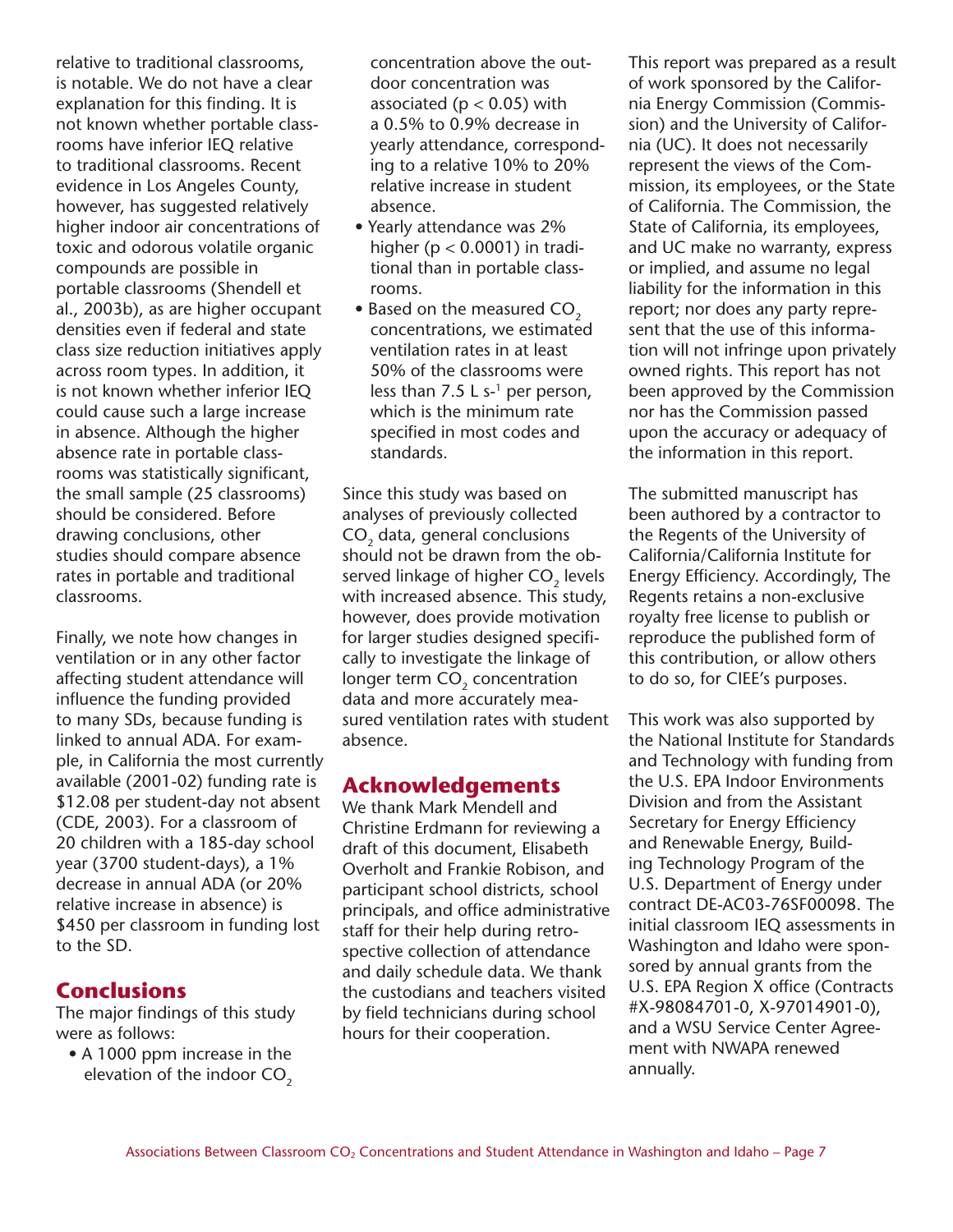relative to traditional classrooms, is notable. We do not have a clear explanation for this finding. It is not known whether portable classrooms have inferior IEQ relative to traditional classrooms. Recent evidence in Los Angeles County, however, has suggested relatively higher indoor air concentrations of toxic and odorous volatile organic compounds are possible in portable classrooms (Shendell et al., 2003b), as are higher occupant densities even if federal and state class size reduction initiatives apply across room types. In addition, it is not known whether inferior IEQ could cause such a large increase in absence. Although the higher absence rate in portable classrooms was statistically significant, the small sample (25 classrooms) should be considered. Before drawing conclusions, other studies should compare absence rates in portable and traditional classrooms.

Finally, we note how changes in ventilation or in any other factor affecting student attendance will influence the funding provided to many SDs, because funding is linked to annual ADA. For example, in California the most currently available (2001-02) funding rate is \$12.08 per student-day not absent (CDE, 2003). For a classroom of 20 children with a 185-day school year (3700 student-days), a 1% decrease in annual ADA (or 20% relative increase in absence) is \$450 per classroom in funding lost to the SD.

## Conclusions

The major findings of this study were as follows:

- A 1000 ppm increase in the elevation of the indoor $CO_2$ concentration above the outdoor concentration was associated ($p < 0.05$) with a 0.5% to 0.9% decrease in yearly attendance, corresponding to a relative 10% to 20% relative increase in student absence.
- Yearly attendance was 2% higher ($p < 0.0001$) in traditional than in portable classrooms.
- Based on the measured $CO_2$ concentrations, we estimated ventilation rates in at least 50% of the classrooms were less than 7.5 L $s^{-1}$ per person, which is the minimum rate specified in most codes and standards.

Since this study was based on analyses of previously collected $CO_2$ data, general conclusions should not be drawn from the observed linkage of higher $CO_2$ levels with increased absence. This study, however, does provide motivation for larger studies designed specifically to investigate the linkage of longer term $CO_2$ concentration data and more accurately measured ventilation rates with student absence.

## Acknowledgements

We thank Mark Mendell and Christine Erdmann for reviewing a draft of this document, Elisabeth Overholt and Frankie Robison, and participant school districts, school principals, and office administrative staff for their help during retrospective collection of attendance and daily schedule data. We thank the custodians and teachers visited by field technicians during school hours for their cooperation.

This report was prepared as a result of work sponsored by the California Energy Commission (Commission) and the University of California (UC). It does not necessarily represent the views of the Commission, its employees, or the State of California. The Commission, the State of California, its employees, and UC make no warranty, express or implied, and assume no legal liability for the information in this report; nor does any party represent that the use of this information will not infringe upon privately owned rights. This report has not been approved by the Commission nor has the Commission passed upon the accuracy or adequacy of the information in this report.

The submitted manuscript has been authored by a contractor to the Regents of the University of California/California Institute for Energy Efficiency. Accordingly, The Regents retains a non-exclusive royalty free license to publish or reproduce the published form of this contribution, or allow others to do so, for CIEE's purposes.

This work was also supported by the National Institute for Standards and Technology with funding from the U.S. EPA Indoor Environments Division and from the Assistant Secretary for Energy Efficiency and Renewable Energy, Building Technology Program of the U.S. Department of Energy under contract DE-AC03-76SF00098. The initial classroom IEQ assessments in Washington and Idaho were sponsored by annual grants from the U.S. EPA Region X office (Contracts #X-98084701-0, X-97014901-0), and a WSU Service Center Agreement with NWAPA renewed annually.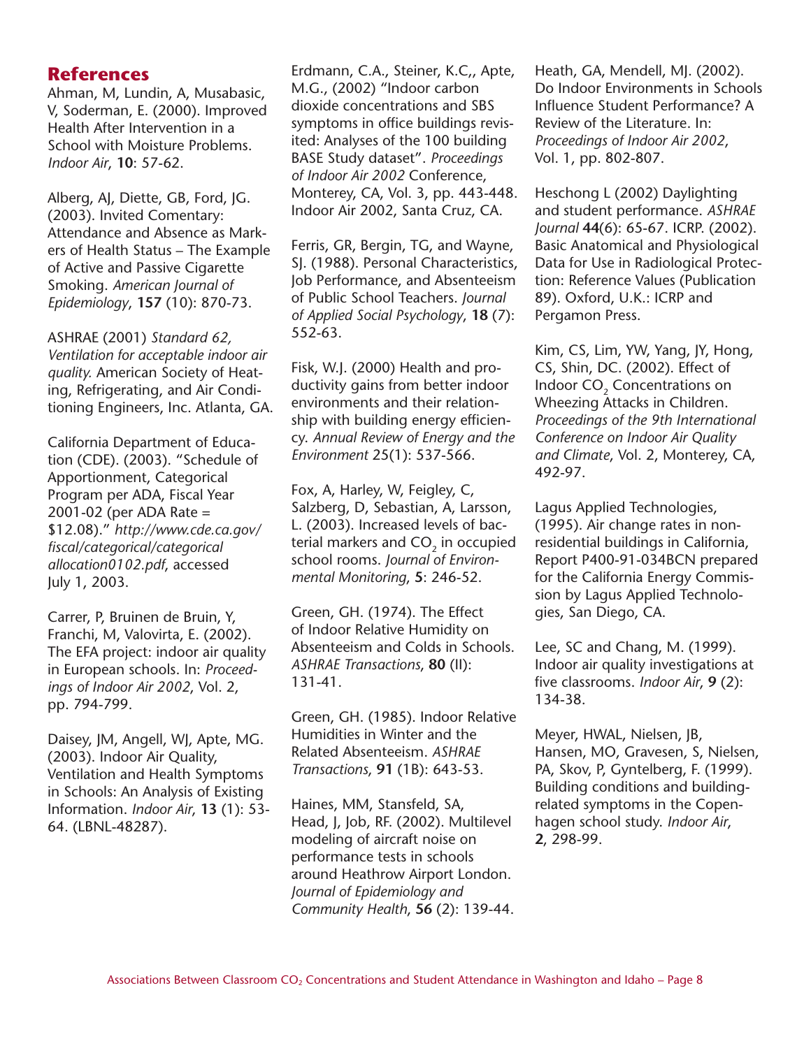## References

Ahman, M, Lundin, A, Musabasic, V, Soderman, E. (2000). Improved Health After Intervention in a School with Moisture Problems. *Indoor Air*, **10**: 57-62.

Alberg, AJ, Diette, GB, Ford, JG. (2003). Invited Comentary: Attendance and Absence as Markers of Health Status – The Example of Active and Passive Cigarette Smoking. *American Journal of Epidemiology*, **157** (10): 870-73.

ASHRAE (2001) *Standard 62, Ventilation for acceptable indoor air quality.* American Society of Heating, Refrigerating, and Air Conditioning Engineers, Inc. Atlanta, GA.

California Department of Education (CDE). (2003). "Schedule of Apportionment, Categorical Program per ADA, Fiscal Year 2001-02 (per ADA Rate = $12.08)." *http://www.cde.ca.gov/fiscal/categorical/categorical allocation0102.pdf*, accessed July 1, 2003.

Carrer, P, Bruinen de Bruin, Y, Franchi, M, Valovirta, E. (2002). The EFA project: indoor air quality in European schools. In: *Proceedings of Indoor Air 2002*, Vol. 2, pp. 794-799.

Daisey, JM, Angell, WJ, Apte, MG. (2003). Indoor Air Quality, Ventilation and Health Symptoms in Schools: An Analysis of Existing Information. *Indoor Air*, **13** (1): 53-64. (LBNL-48287).

Erdmann, C.A., Steiner, K.C,, Apte, M.G., (2002) "Indoor carbon dioxide concentrations and SBS symptoms in office buildings revisited: Analyses of the 100 building BASE Study dataset". *Proceedings of Indoor Air 2002* Conference, Monterey, CA, Vol. 3, pp. 443-448. Indoor Air 2002, Santa Cruz, CA.

Ferris, GR, Bergin, TG, and Wayne, SJ. (1988). Personal Characteristics, Job Performance, and Absenteeism of Public School Teachers. *Journal of Applied Social Psychology*, **18** (7): 552-63.

Fisk, W.J. (2000) Health and productivity gains from better indoor environments and their relationship with building energy efficiency. *Annual Review of Energy and the Environment* 25(1): 537-566.

Fox, A, Harley, W, Feigley, C, Salzberg, D, Sebastian, A, Larsson, L. (2003). Increased levels of bacterial markers and $CO_2$ in occupied school rooms. *Journal of Environmental Monitoring*, **5**: 246-52.

Green, GH. (1974). The Effect of Indoor Relative Humidity on Absenteeism and Colds in Schools. *ASHRAE Transactions*, **80** (II): 131-41.

Green, GH. (1985). Indoor Relative Humidities in Winter and the Related Absenteeism. *ASHRAE Transactions*, **91** (1B): 643-53.

Haines, MM, Stansfeld, SA, Head, J, Job, RF. (2002). Multilevel modeling of aircraft noise on performance tests in schools around Heathrow Airport London. *Journal of Epidemiology and Community Health*, **56** (2): 139-44.

Heath, GA, Mendell, MJ. (2002). Do Indoor Environments in Schools Influence Student Performance? A Review of the Literature. In: *Proceedings of Indoor Air 2002*, Vol. 1, pp. 802-807.

Heschong L (2002) Daylighting and student performance. *ASHRAE Journal* **44**(6): 65-67. ICRP. (2002). Basic Anatomical and Physiological Data for Use in Radiological Protection: Reference Values (Publication 89). Oxford, U.K.: ICRP and Pergamon Press.

Kim, CS, Lim, YW, Yang, JY, Hong, CS, Shin, DC. (2002). Effect of Indoor $CO_2$ Concentrations on Wheezing Attacks in Children. *Proceedings of the 9th International Conference on Indoor Air Quality and Climate*, Vol. 2, Monterey, CA, 492-97.

Lagus Applied Technologies, (1995). Air change rates in non-residential buildings in California, Report P400-91-034BCN prepared for the California Energy Commission by Lagus Applied Technologies, San Diego, CA.

Lee, SC and Chang, M. (1999). Indoor air quality investigations at five classrooms. *Indoor Air*, **9** (2): 134-38.

Meyer, HWAL, Nielsen, JB, Hansen, MO, Gravesen, S, Nielsen, PA, Skov, P, Gyntelberg, F. (1999). Building conditions and building-related symptoms in the Copenhagen school study. *Indoor Air*, **2**, 298-99.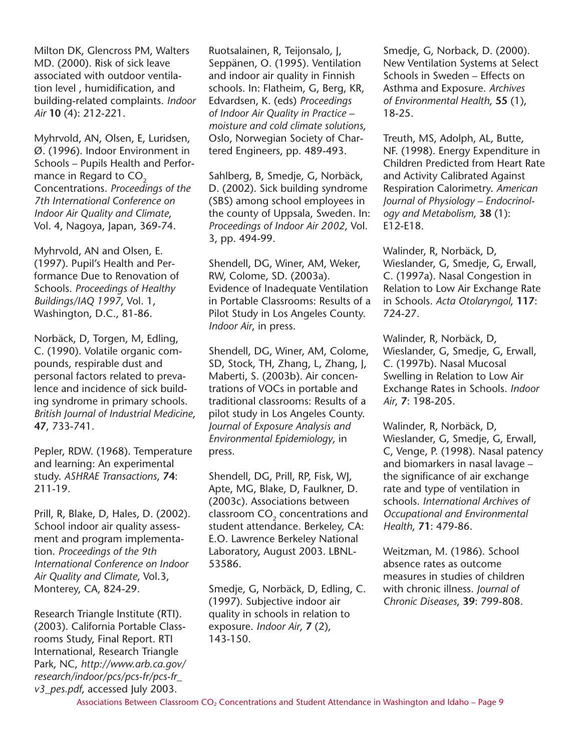Milton DK, Glencross PM, Walters MD. (2000). Risk of sick leave associated with outdoor ventilation level , humidification, and building-related complaints. *Indoor Air* **10** (4): 212-221.

Myhrvold, AN, Olsen, E, Luridsen, Ø. (1996). Indoor Environment in Schools – Pupils Health and Performance in Regard to $CO_2$ Concentrations. *Proceedings of the 7th International Conference on Indoor Air Quality and Climate*, Vol. 4, Nagoya, Japan, 369-74.

Myhrvold, AN and Olsen, E. (1997). Pupil's Health and Performance Due to Renovation of Schools. *Proceedings of Healthy Buildings/IAQ 1997*, Vol. 1, Washington, D.C., 81-86.

Norbäck, D, Torgen, M, Edling, C. (1990). Volatile organic compounds, respirable dust and personal factors related to prevalence and incidence of sick building syndrome in primary schools. *British Journal of Industrial Medicine*, **47**, 733-741.

Pepler, RDW. (1968). Temperature and learning: An experimental study. *ASHRAE Transactions*, **74**: 211-19.

Prill, R, Blake, D, Hales, D. (2002). School indoor air quality assessment and program implementation. *Proceedings of the 9th International Conference on Indoor Air Quality and Climate*, Vol.3, Monterey, CA, 824-29.

Research Triangle Institute (RTI). (2003). California Portable Classrooms Study, Final Report. RTI International, Research Triangle Park, NC, *http://www.arb.ca.gov/research/indoor/pcs/pcs-fr/pcs-fr_v3_pes.pdf*, accessed July 2003.

Ruotsalainen, R, Teijonsalo, J, Seppänen, O. (1995). Ventilation and indoor air quality in Finnish schools. In: Flatheim, G, Berg, KR, Edvardsen, K. (eds) *Proceedings of Indoor Air Quality in Practice – moisture and cold climate solutions*, Oslo, Norwegian Society of Chartered Engineers, pp. 489-493.

Sahlberg, B, Smedje, G, Norbäck, D. (2002). Sick building syndrome (SBS) among school employees in the county of Uppsala, Sweden. In: *Proceedings of Indoor Air 2002*, Vol. 3, pp. 494-99.

Shendell, DG, Winer, AM, Weker, RW, Colome, SD. (2003a). Evidence of Inadequate Ventilation in Portable Classrooms: Results of a Pilot Study in Los Angeles County. *Indoor Air*, in press.

Shendell, DG, Winer, AM, Colome, SD, Stock, TH, Zhang, L, Zhang, J, Maberti, S. (2003b). Air concentrations of VOCs in portable and traditional classrooms: Results of a pilot study in Los Angeles County. *Journal of Exposure Analysis and Environmental Epidemiology*, in press.

Shendell, DG, Prill, RP, Fisk, WJ, Apte, MG, Blake, D, Faulkner, D. (2003c). Associations between classroom $CO_2$ concentrations and student attendance. Berkeley, CA: E.O. Lawrence Berkeley National Laboratory, August 2003. LBNL-53586.

Smedje, G, Norbäck, D, Edling, C. (1997). Subjective indoor air quality in schools in relation to exposure. *Indoor Air*, **7** (2), 143-150.

Smedje, G, Norback, D. (2000). New Ventilation Systems at Select Schools in Sweden – Effects on Asthma and Exposure. *Archives of Environmental Health*, **55** (1), 18-25.

Treuth, MS, Adolph, AL, Butte, NF. (1998). Energy Expenditure in Children Predicted from Heart Rate and Activity Calibrated Against Respiration Calorimetry. *American Journal of Physiology – Endocrinology and Metabolism*, **38** (1): E12-E18.

Walinder, R, Norbäck, D, Wieslander, G, Smedje, G, Erwall, C. (1997a). Nasal Congestion in Relation to Low Air Exchange Rate in Schools. *Acta Otolaryngol*, **117**: 724-27.

Walinder, R, Norbäck, D, Wieslander, G, Smedje, G, Erwall, C. (1997b). Nasal Mucosal Swelling in Relation to Low Air Exchange Rates in Schools. *Indoor Air*, **7**: 198-205.

Walinder, R, Norbäck, D, Wieslander, G, Smedje, G, Erwall, C, Venge, P. (1998). Nasal patency and biomarkers in nasal lavage – the significance of air exchange rate and type of ventilation in schools. *International Archives of Occupational and Environmental Health*, **71**: 479-86.

Weitzman, M. (1986). School absence rates as outcome measures in studies of children with chronic illness. *Journal of Chronic Diseases*, **39**: 799-808.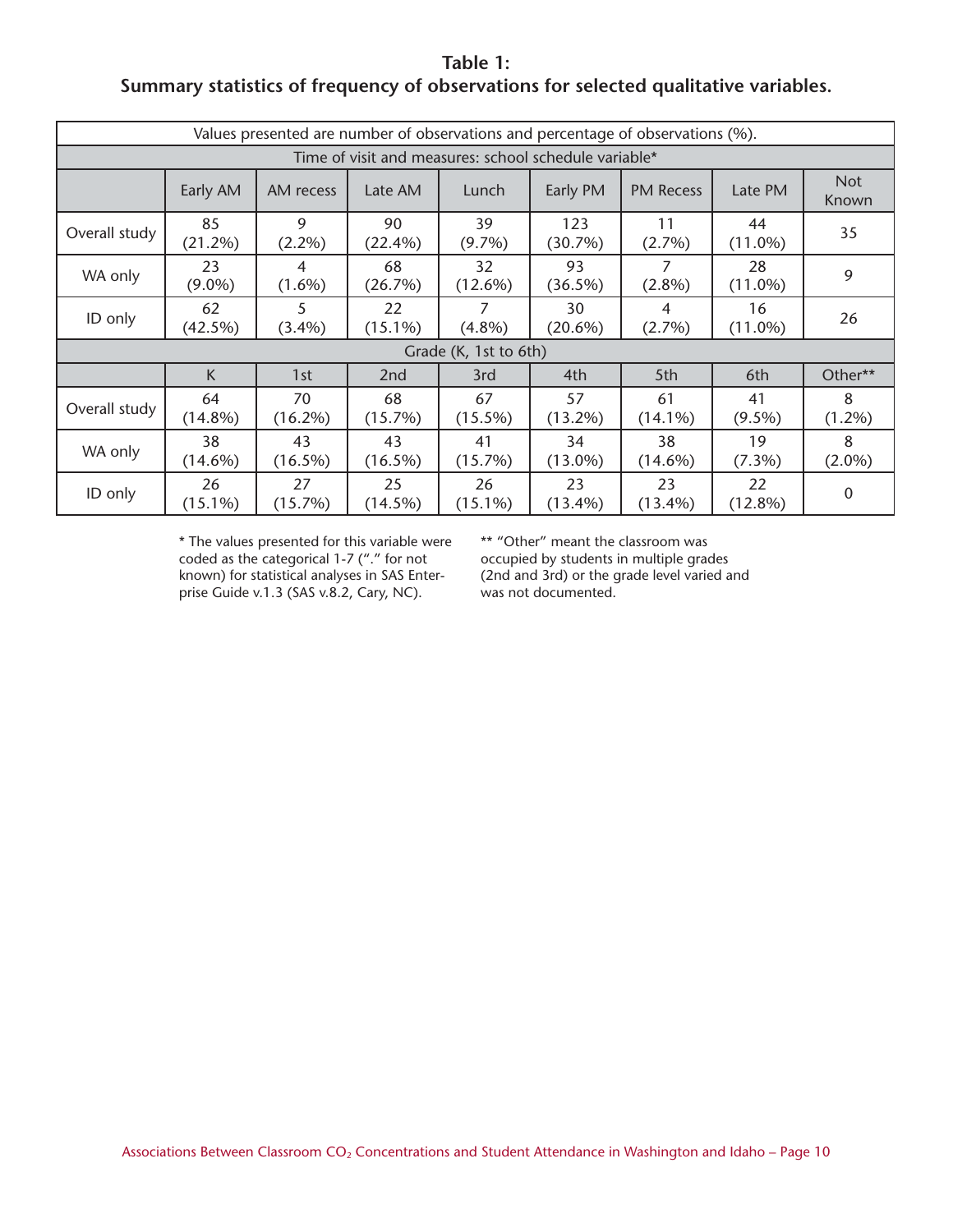**Table 1:**
**Summary statistics of frequency of observations for selected qualitative variables.**

| Values presented are number of observations and percentage of observations (%). | | | | | | | | |
|---|---|---|---|---|---|---|---|---|
| Time of visit and measures: school schedule variable* | | | | | | | | |
| | Early AM | AM recess | Late AM | Lunch | Early PM | PM Recess | Late PM | Not Known |
| Overall study | 85 (21.2%) | 9 (2.2%) | 90 (22.4%) | 39 (9.7%) | 123 (30.7%) | 11 (2.7%) | 44 (11.0%) | 35 |
| WA only | 23 (9.0%) | 4 (1.6%) | 68 (26.7%) | 32 (12.6%) | 93 (36.5%) | 7 (2.8%) | 28 (11.0%) | 9 |
| ID only | 62 (42.5%) | 5 (3.4%) | 22 (15.1%) | 7 (4.8%) | 30 (20.6%) | 4 (2.7%) | 16 (11.0%) | 26 |
| Grade (K, 1st to 6th) | | | | | | | | |
| | K | 1st | 2nd | 3rd | 4th | 5th | 6th | Other** |
| Overall study | 64 (14.8%) | 70 (16.2%) | 68 (15.7%) | 67 (15.5%) | 57 (13.2%) | 61 (14.1%) | 41 (9.5%) | 8 (1.2%) |
| WA only | 38 (14.6%) | 43 (16.5%) | 43 (16.5%) | 41 (15.7%) | 34 (13.0%) | 38 (14.6%) | 19 (7.3%) | 8 (2.0%) |
| ID only | 26 (15.1%) | 27 (15.7%) | 25 (14.5%) | 26 (15.1%) | 23 (13.4%) | 23 (13.4%) | 22 (12.8%) | 0 |

\* The values presented for this variable were coded as the categorical 1-7 ("." for not known) for statistical analyses in SAS Enterprise Guide v.1.3 (SAS v.8.2, Cary, NC).

\** "Other" meant the classroom was occupied by students in multiple grades (2nd and 3rd) or the grade level varied and was not documented.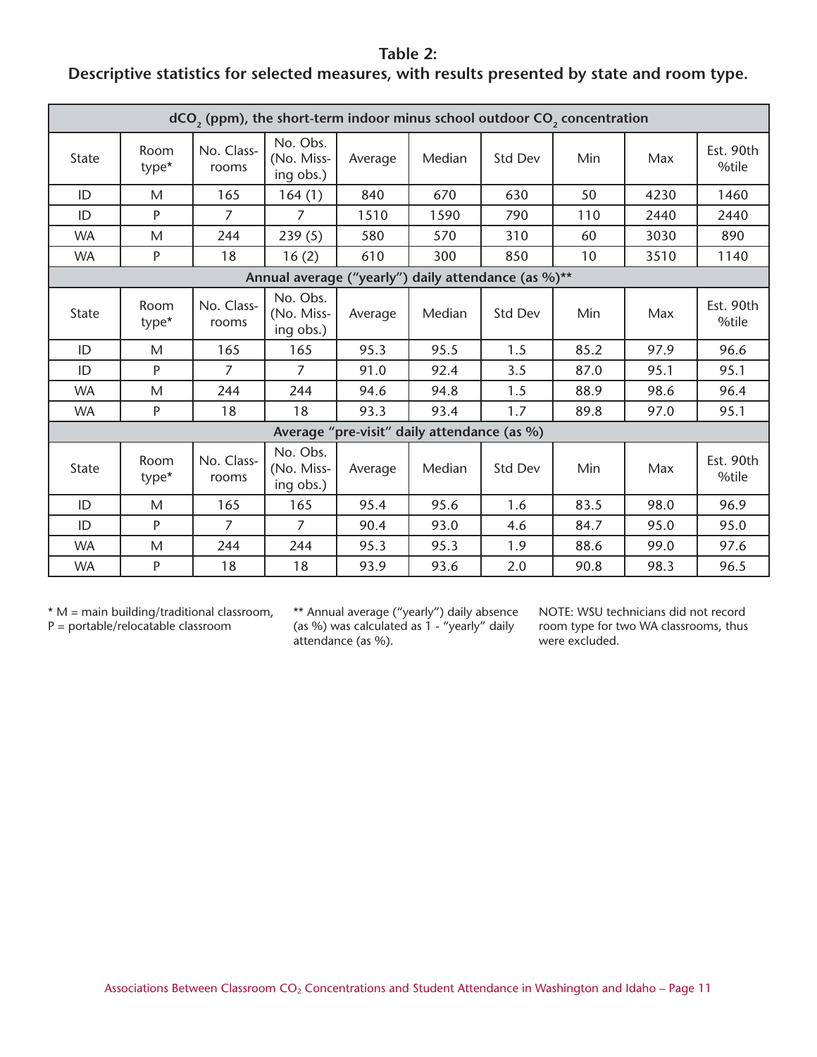**Table 2:**
**Descriptive statistics for selected measures, with results presented by state and room type.**

| $dCO_2$ (ppm), the short-term indoor minus school outdoor $CO_2$ concentration | | | | | | | | | |
|---|---|---|---|---|---|---|---|---|---|
| State | Room type* | No. Class-rooms | No. Obs. (No. Missing obs.) | Average | Median | Std Dev | Min | Max | Est. 90th %tile |
| ID | M | 165 | 164 (1) | 840 | 670 | 630 | 50 | 4230 | 1460 |
| ID | P | 7 | 7 | 1510 | 1590 | 790 | 110 | 2440 | 2440 |
| WA | M | 244 | 239 (5) | 580 | 570 | 310 | 60 | 3030 | 890 |
| WA | P | 18 | 16 (2) | 610 | 300 | 850 | 10 | 3510 | 1140 |
| **Annual average ("yearly") daily attendance (as %)**** | | | | | | | | | |
| State | Room type* | No. Class-rooms | No. Obs. (No. Missing obs.) | Average | Median | Std Dev | Min | Max | Est. 90th %tile |
| ID | M | 165 | 165 | 95.3 | 95.5 | 1.5 | 85.2 | 97.9 | 96.6 |
| ID | P | 7 | 7 | 91.0 | 92.4 | 3.5 | 87.0 | 95.1 | 95.1 |
| WA | M | 244 | 244 | 94.6 | 94.8 | 1.5 | 88.9 | 98.6 | 96.4 |
| WA | P | 18 | 18 | 93.3 | 93.4 | 1.7 | 89.8 | 97.0 | 95.1 |
| **Average "pre-visit" daily attendance (as %)** | | | | | | | | | |
| State | Room type* | No. Class-rooms | No. Obs. (No. Missing obs.) | Average | Median | Std Dev | Min | Max | Est. 90th %tile |
| ID | M | 165 | 165 | 95.4 | 95.6 | 1.6 | 83.5 | 98.0 | 96.9 |
| ID | P | 7 | 7 | 90.4 | 93.0 | 4.6 | 84.7 | 95.0 | 95.0 |
| WA | M | 244 | 244 | 95.3 | 95.3 | 1.9 | 88.6 | 99.0 | 97.6 |
| WA | P | 18 | 18 | 93.9 | 93.6 | 2.0 | 90.8 | 98.3 | 96.5 |

* M = main building/traditional classroom, P = portable/relocatable classroom

** Annual average ("yearly") daily absence (as %) was calculated as 1 - "yearly" daily attendance (as %).

NOTE: WSU technicians did not record room type for two WA classrooms, thus were excluded.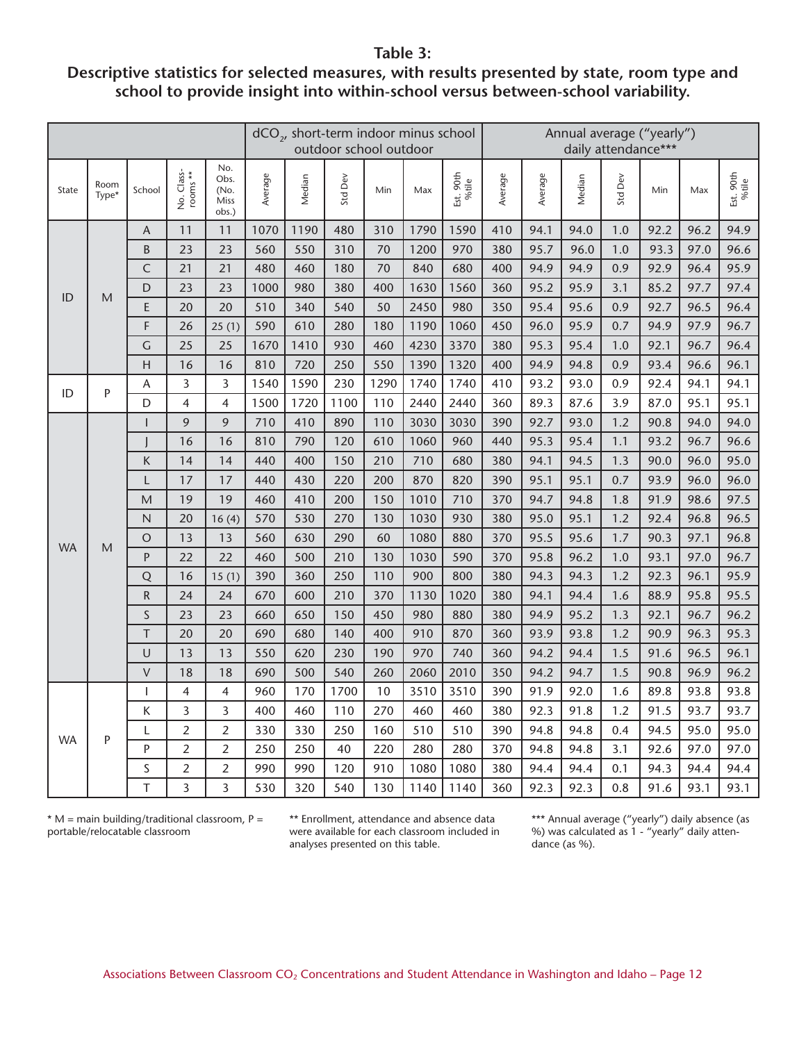**Table 3:**

**Descriptive statistics for selected measures, with results presented by state, room type and school to provide insight into within-school versus between-school variability.**

| | | | | | $dCO_2$, short-term indoor minus school outdoor school outdoor | | | | | | Annual average ("yearly") daily attendance*** | | | | | | |
|---|---|---|---|---|---|---|---|---|---|---|---|---|---|---|---|---|---|
| State | Room Type* | School | No. Class-rooms ** | No. Obs. (No. Miss obs.) | Average | Median | Std Dev | Min | Max | Est. 90th %tile | Average | Average | Median | Std Dev | Min | Max | Est. 90th %tile |
| ID | M | A | 11 | 11 | 1070 | 1190 | 480 | 310 | 1790 | 1590 | 410 | 94.1 | 94.0 | 1.0 | 92.2 | 96.2 | 94.9 |
| | | B | 23 | 23 | 560 | 550 | 310 | 70 | 1200 | 970 | 380 | 95.7 | 96.0 | 1.0 | 93.3 | 97.0 | 96.6 |
| | | C | 21 | 21 | 480 | 460 | 180 | 70 | 840 | 680 | 400 | 94.9 | 94.9 | 0.9 | 92.9 | 96.4 | 95.9 |
| | | D | 23 | 23 | 1000 | 980 | 380 | 400 | 1630 | 1560 | 360 | 95.2 | 95.9 | 3.1 | 85.2 | 97.7 | 97.4 |
| | | E | 20 | 20 | 510 | 340 | 540 | 50 | 2450 | 980 | 350 | 95.4 | 95.6 | 0.9 | 92.7 | 96.5 | 96.4 |
| | | F | 26 | 25 (1) | 590 | 610 | 280 | 180 | 1190 | 1060 | 450 | 96.0 | 95.9 | 0.7 | 94.9 | 97.9 | 96.7 |
| | | G | 25 | 25 | 1670 | 1410 | 930 | 460 | 4230 | 3370 | 380 | 95.3 | 95.4 | 1.0 | 92.1 | 96.7 | 96.4 |
| | | H | 16 | 16 | 810 | 720 | 250 | 550 | 1390 | 1320 | 400 | 94.9 | 94.8 | 0.9 | 93.4 | 96.6 | 96.1 |
| ID | P | A | 3 | 3 | 1540 | 1590 | 230 | 1290 | 1740 | 1740 | 410 | 93.2 | 93.0 | 0.9 | 92.4 | 94.1 | 94.1 |
| | | D | 4 | 4 | 1500 | 1720 | 1100 | 110 | 2440 | 2440 | 360 | 89.3 | 87.6 | 3.9 | 87.0 | 95.1 | 95.1 |
| WA | M | I | 9 | 9 | 710 | 410 | 890 | 110 | 3030 | 3030 | 390 | 92.7 | 93.0 | 1.2 | 90.8 | 94.0 | 94.0 |
| | | J | 16 | 16 | 810 | 790 | 120 | 610 | 1060 | 960 | 440 | 95.3 | 95.4 | 1.1 | 93.2 | 96.7 | 96.6 |
| | | K | 14 | 14 | 440 | 400 | 150 | 210 | 710 | 680 | 380 | 94.1 | 94.5 | 1.3 | 90.0 | 96.0 | 95.0 |
| | | L | 17 | 17 | 440 | 430 | 220 | 200 | 870 | 820 | 390 | 95.1 | 95.1 | 0.7 | 93.9 | 96.0 | 96.0 |
| | | M | 19 | 19 | 460 | 410 | 200 | 150 | 1010 | 710 | 370 | 94.7 | 94.8 | 1.8 | 91.9 | 98.6 | 97.5 |
| | | N | 20 | 16 (4) | 570 | 530 | 270 | 130 | 1030 | 930 | 380 | 95.0 | 95.1 | 1.2 | 92.4 | 96.8 | 96.5 |
| | | O | 13 | 13 | 560 | 630 | 290 | 60 | 1080 | 880 | 370 | 95.5 | 95.6 | 1.7 | 90.3 | 97.1 | 96.8 |
| | | P | 22 | 22 | 460 | 500 | 210 | 130 | 1030 | 590 | 370 | 95.8 | 96.2 | 1.0 | 93.1 | 97.0 | 96.7 |
| | | Q | 16 | 15 (1) | 390 | 360 | 250 | 110 | 900 | 800 | 380 | 94.3 | 94.3 | 1.2 | 92.3 | 96.1 | 95.9 |
| | | R | 24 | 24 | 670 | 600 | 210 | 370 | 1130 | 1020 | 380 | 94.1 | 94.4 | 1.6 | 88.9 | 95.8 | 95.5 |
| | | S | 23 | 23 | 660 | 650 | 150 | 450 | 980 | 880 | 380 | 94.9 | 95.2 | 1.3 | 92.1 | 96.7 | 96.2 |
| | | T | 20 | 20 | 690 | 680 | 140 | 400 | 910 | 870 | 360 | 93.9 | 93.8 | 1.2 | 90.9 | 96.3 | 95.3 |
| | | U | 13 | 13 | 550 | 620 | 230 | 190 | 970 | 740 | 360 | 94.2 | 94.4 | 1.5 | 91.6 | 96.5 | 96.1 |
| | | V | 18 | 18 | 690 | 500 | 540 | 260 | 2060 | 2010 | 350 | 94.2 | 94.7 | 1.5 | 90.8 | 96.9 | 96.2 |
| WA | P | I | 4 | 4 | 960 | 170 | 1700 | 10 | 3510 | 3510 | 390 | 91.9 | 92.0 | 1.6 | 89.8 | 93.8 | 93.8 |
| | | K | 3 | 3 | 400 | 460 | 110 | 270 | 460 | 460 | 380 | 92.3 | 91.8 | 1.2 | 91.5 | 93.7 | 93.7 |
| | | L | 2 | 2 | 330 | 330 | 250 | 160 | 510 | 510 | 390 | 94.8 | 94.8 | 0.4 | 94.5 | 95.0 | 95.0 |
| | | P | 2 | 2 | 250 | 250 | 40 | 220 | 280 | 280 | 370 | 94.8 | 94.8 | 3.1 | 92.6 | 97.0 | 97.0 |
| | | S | 2 | 2 | 990 | 990 | 120 | 910 | 1080 | 1080 | 380 | 94.4 | 94.4 | 0.1 | 94.3 | 94.4 | 94.4 |
| | | T | 3 | 3 | 530 | 320 | 540 | 130 | 1140 | 1140 | 360 | 92.3 | 92.3 | 0.8 | 91.6 | 93.1 | 93.1 |

* M = main building/traditional classroom, P = portable/relocatable classroom

** Enrollment, attendance and absence data were available for each classroom included in analyses presented on this table.

*** Annual average ("yearly") daily absence (as %) was calculated as 1 - "yearly" daily attendance (as %).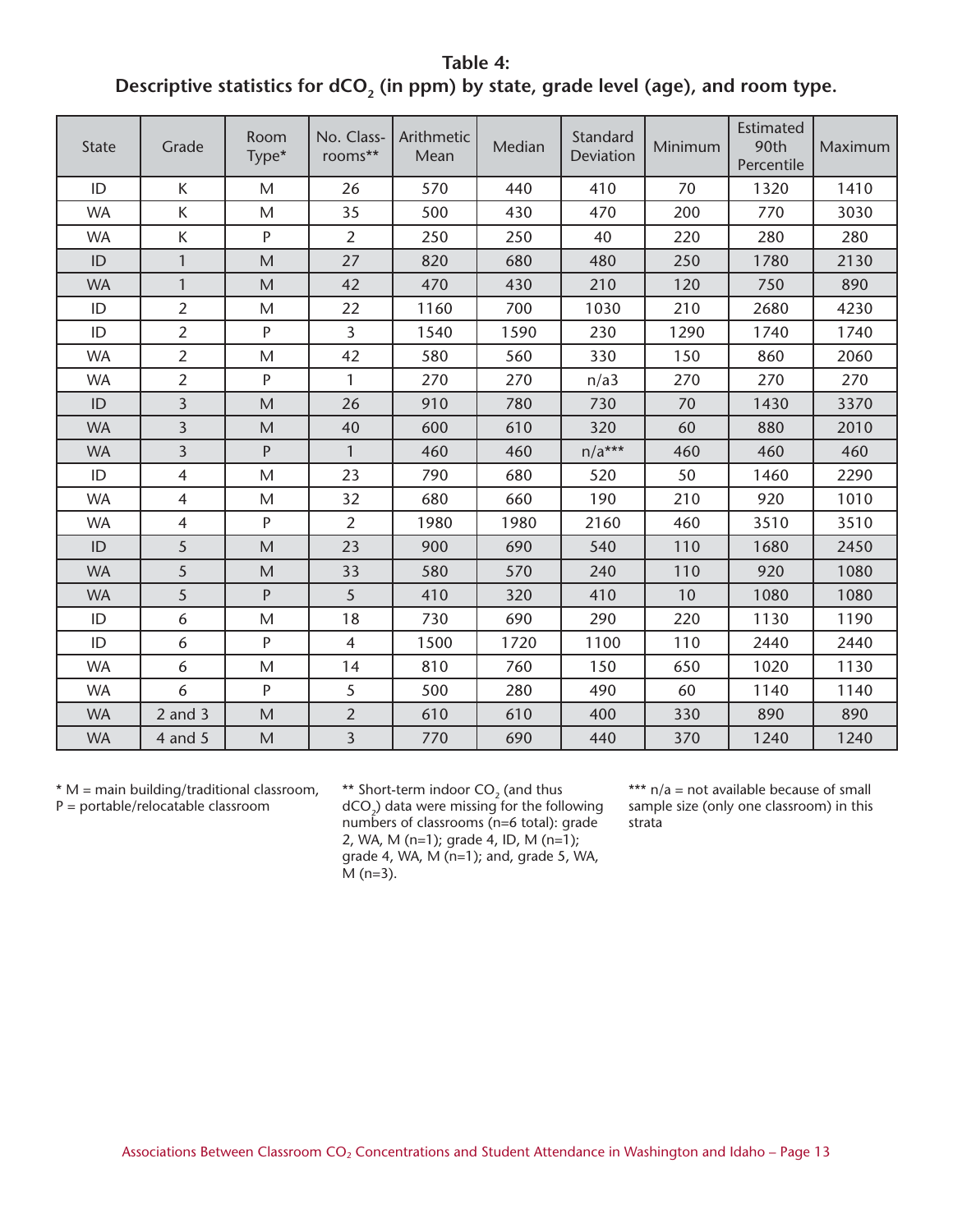**Table 4:**
**Descriptive statistics for $dCO_2$ (in ppm) by state, grade level (age), and room type.**

| State | Grade | Room Type* | No. Class-rooms** | Arithmetic Mean | Median | Standard Deviation | Minimum | Estimated 90th Percentile | Maximum |
|---|---|---|---|---|---|---|---|---|---|
| ID | K | M | 26 | 570 | 440 | 410 | 70 | 1320 | 1410 |
| WA | K | M | 35 | 500 | 430 | 470 | 200 | 770 | 3030 |
| WA | K | P | 2 | 250 | 250 | 40 | 220 | 280 | 280 |
| ID | 1 | M | 27 | 820 | 680 | 480 | 250 | 1780 | 2130 |
| WA | 1 | M | 42 | 470 | 430 | 210 | 120 | 750 | 890 |
| ID | 2 | M | 22 | 1160 | 700 | 1030 | 210 | 2680 | 4230 |
| ID | 2 | P | 3 | 1540 | 1590 | 230 | 1290 | 1740 | 1740 |
| WA | 2 | M | 42 | 580 | 560 | 330 | 150 | 860 | 2060 |
| WA | 2 | P | 1 | 270 | 270 | n/a3 | 270 | 270 | 270 |
| ID | 3 | M | 26 | 910 | 780 | 730 | 70 | 1430 | 3370 |
| WA | 3 | M | 40 | 600 | 610 | 320 | 60 | 880 | 2010 |
| WA | 3 | P | 1 | 460 | 460 | n/a*** | 460 | 460 | 460 |
| ID | 4 | M | 23 | 790 | 680 | 520 | 50 | 1460 | 2290 |
| WA | 4 | M | 32 | 680 | 660 | 190 | 210 | 920 | 1010 |
| WA | 4 | P | 2 | 1980 | 1980 | 2160 | 460 | 3510 | 3510 |
| ID | 5 | M | 23 | 900 | 690 | 540 | 110 | 1680 | 2450 |
| WA | 5 | M | 33 | 580 | 570 | 240 | 110 | 920 | 1080 |
| WA | 5 | P | 5 | 410 | 320 | 410 | 10 | 1080 | 1080 |
| ID | 6 | M | 18 | 730 | 690 | 290 | 220 | 1130 | 1190 |
| ID | 6 | P | 4 | 1500 | 1720 | 1100 | 110 | 2440 | 2440 |
| WA | 6 | M | 14 | 810 | 760 | 150 | 650 | 1020 | 1130 |
| WA | 6 | P | 5 | 500 | 280 | 490 | 60 | 1140 | 1140 |
| WA | 2 and 3 | M | 2 | 610 | 610 | 400 | 330 | 890 | 890 |
| WA | 4 and 5 | M | 3 | 770 | 690 | 440 | 370 | 1240 | 1240 |

\* M = main building/traditional classroom, P = portable/relocatable classroom

\*\* Short-term indoor $CO_2$ (and thus $dCO_2$) data were missing for the following numbers of classrooms (n=6 total): grade 2, WA, M (n=1); grade 4, ID, M (n=1); grade 4, WA, M (n=1); and, grade 5, WA, M (n=3).

\*\*\* n/a = not available because of small sample size (only one classroom) in this strata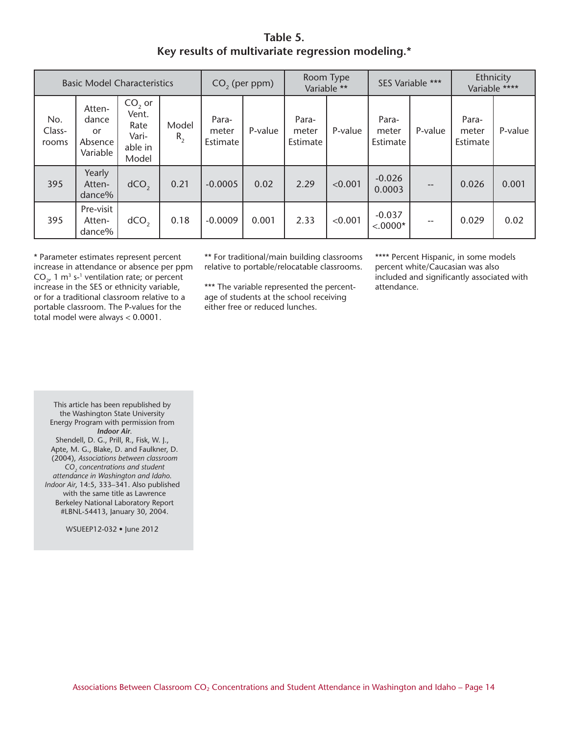**Table 5.**
**Key results of multivariate regression modeling.***

| Basic Model Characteristics | | | | $CO_2$ (per ppm) | | Room Type Variable ** | | SES Variable *** | | Ethnicity Variable **** | |
|---|---|---|---|---|---|---|---|---|---|---|---|
| No. Class-rooms | Atten-dance or Absence Variable | $CO_2$ or Vent. Rate Vari-able in Model | Model $R_2$ | Para-meter Estimate | P-value | Para-meter Estimate | P-value | Para-meter Estimate | P-value | Para-meter Estimate | P-value |
| 395 | Yearly Atten-dance% | $dCO_2$ | 0.21 | -0.0005 | 0.02 | 2.29 | <0.001 | -0.026 0.0003 | -- | 0.026 | 0.001 |
| 395 | Pre-visit Atten-dance% | $dCO_2$ | 0.18 | -0.0009 | 0.001 | 2.33 | <0.001 | -0.037 <.0000* | -- | 0.029 | 0.02 |

\* Parameter estimates represent percent increase in attendance or absence per ppm $CO_2$, 1 $m^3$ $s^{-1}$ ventilation rate; or percent increase in the SES or ethnicity variable, or for a traditional classroom relative to a portable classroom. The P-values for the total model were always < 0.0001.

** For traditional/main building classrooms relative to portable/relocatable classrooms.

*** The variable represented the percentage of students at the school receiving either free or reduced lunches.

**** Percent Hispanic, in some models percent white/Caucasian was also included and significantly associated with attendance.

This article has been republished by the Washington State University Energy Program with permission from ***Indoor Air***.
Shendell, D. G., Prill, R., Fisk, W. J., Apte, M. G., Blake, D. and Faulkner, D. (2004), *Associations between classroom $CO_2$ concentrations and student attendance in Washington and Idaho. Indoor Air*, 14:5, 333–341. Also published with the same title as Lawrence Berkeley National Laboratory Report #LBNL-54413, January 30, 2004.

WSUEEP12-032 • June 2012